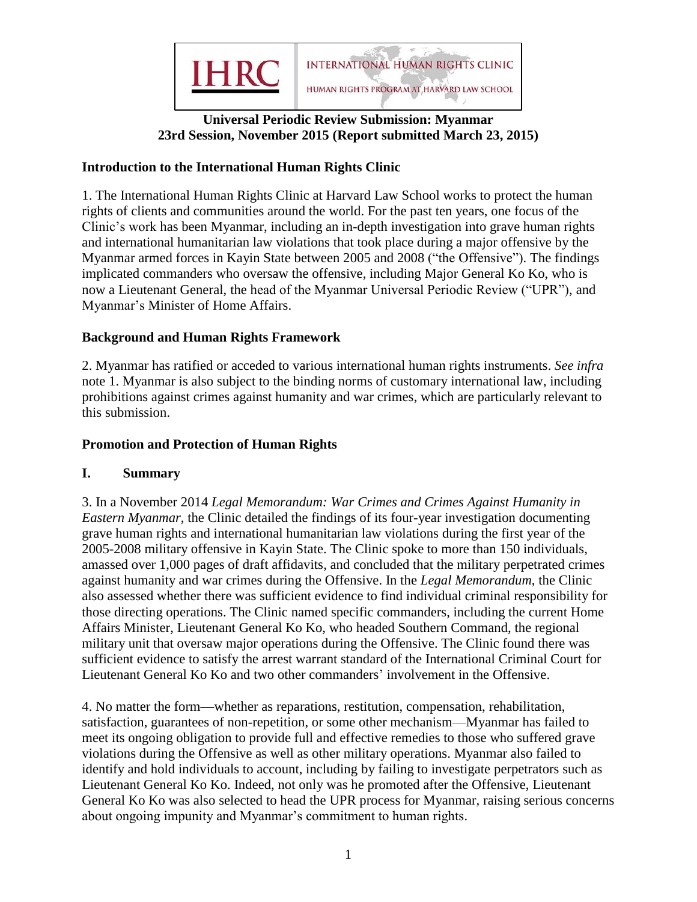IHRC | INTERNATIONAL HUMAN RIGHTS CLINIC
HUMAN RIGHTS PROGRAM AT HARVARD LAW SCHOOL

**Universal Periodic Review Submission: Myanmar**
**23rd Session, November 2015 (Report submitted March 23, 2015)**

## Introduction to the International Human Rights Clinic

1. The International Human Rights Clinic at Harvard Law School works to protect the human rights of clients and communities around the world. For the past ten years, one focus of the Clinic's work has been Myanmar, including an in-depth investigation into grave human rights and international humanitarian law violations that took place during a major offensive by the Myanmar armed forces in Kayin State between 2005 and 2008 ("the Offensive"). The findings implicated commanders who oversaw the offensive, including Major General Ko Ko, who is now a Lieutenant General, the head of the Myanmar Universal Periodic Review ("UPR"), and Myanmar's Minister of Home Affairs.

## Background and Human Rights Framework

2. Myanmar has ratified or acceded to various international human rights instruments. *See infra* note 1. Myanmar is also subject to the binding norms of customary international law, including prohibitions against crimes against humanity and war crimes, which are particularly relevant to this submission.

## Promotion and Protection of Human Rights

### I. Summary

3. In a November 2014 *Legal Memorandum: War Crimes and Crimes Against Humanity in Eastern Myanmar*, the Clinic detailed the findings of its four-year investigation documenting grave human rights and international humanitarian law violations during the first year of the 2005-2008 military offensive in Kayin State. The Clinic spoke to more than 150 individuals, amassed over 1,000 pages of draft affidavits, and concluded that the military perpetrated crimes against humanity and war crimes during the Offensive. In the *Legal Memorandum*, the Clinic also assessed whether there was sufficient evidence to find individual criminal responsibility for those directing operations. The Clinic named specific commanders, including the current Home Affairs Minister, Lieutenant General Ko Ko, who headed Southern Command, the regional military unit that oversaw major operations during the Offensive. The Clinic found there was sufficient evidence to satisfy the arrest warrant standard of the International Criminal Court for Lieutenant General Ko Ko and two other commanders' involvement in the Offensive.

4. No matter the form—whether as reparations, restitution, compensation, rehabilitation, satisfaction, guarantees of non-repetition, or some other mechanism—Myanmar has failed to meet its ongoing obligation to provide full and effective remedies to those who suffered grave violations during the Offensive as well as other military operations. Myanmar also failed to identify and hold individuals to account, including by failing to investigate perpetrators such as Lieutenant General Ko Ko. Indeed, not only was he promoted after the Offensive, Lieutenant General Ko Ko was also selected to head the UPR process for Myanmar, raising serious concerns about ongoing impunity and Myanmar's commitment to human rights.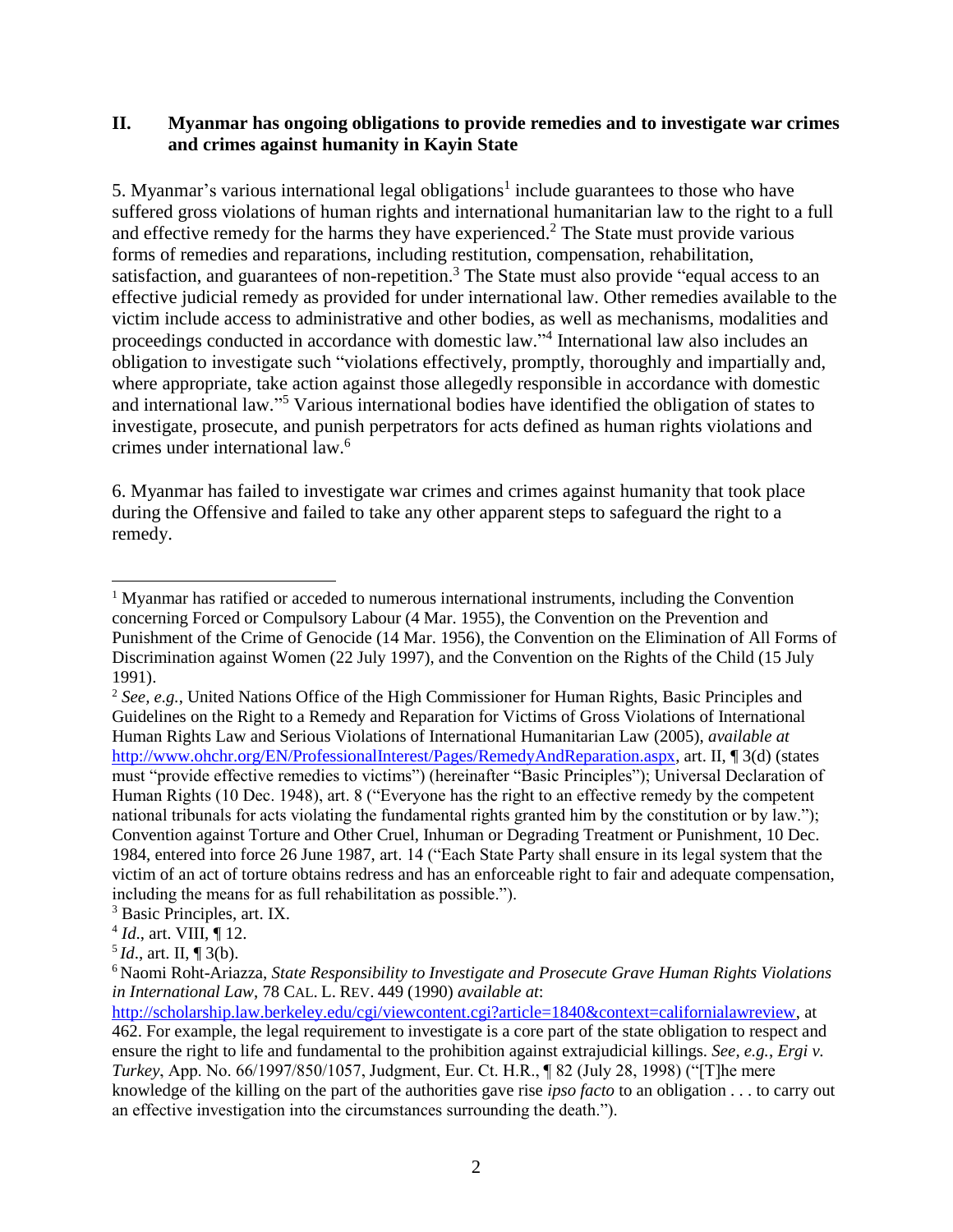## II. Myanmar has ongoing obligations to provide remedies and to investigate war crimes and crimes against humanity in Kayin State

5. Myanmar's various international legal obligations[1] include guarantees to those who have suffered gross violations of human rights and international humanitarian law to the right to a full and effective remedy for the harms they have experienced.[2] The State must provide various forms of remedies and reparations, including restitution, compensation, rehabilitation, satisfaction, and guarantees of non-repetition.[3] The State must also provide "equal access to an effective judicial remedy as provided for under international law. Other remedies available to the victim include access to administrative and other bodies, as well as mechanisms, modalities and proceedings conducted in accordance with domestic law."[4] International law also includes an obligation to investigate such "violations effectively, promptly, thoroughly and impartially and, where appropriate, take action against those allegedly responsible in accordance with domestic and international law."[5] Various international bodies have identified the obligation of states to investigate, prosecute, and punish perpetrators for acts defined as human rights violations and crimes under international law.[6]

6. Myanmar has failed to investigate war crimes and crimes against humanity that took place during the Offensive and failed to take any other apparent steps to safeguard the right to a remedy.

---

[1] Myanmar has ratified or acceded to numerous international instruments, including the Convention concerning Forced or Compulsory Labour (4 Mar. 1955), the Convention on the Prevention and Punishment of the Crime of Genocide (14 Mar. 1956), the Convention on the Elimination of All Forms of Discrimination against Women (22 July 1997), and the Convention on the Rights of the Child (15 July 1991).

[2] *See, e.g.*, United Nations Office of the High Commissioner for Human Rights, Basic Principles and Guidelines on the Right to a Remedy and Reparation for Victims of Gross Violations of International Human Rights Law and Serious Violations of International Humanitarian Law (2005), *available at* http://www.ohchr.org/EN/ProfessionalInterest/Pages/RemedyAndReparation.aspx, art. II, ¶ 3(d) (states must "provide effective remedies to victims") (hereinafter "Basic Principles"); Universal Declaration of Human Rights (10 Dec. 1948), art. 8 ("Everyone has the right to an effective remedy by the competent national tribunals for acts violating the fundamental rights granted him by the constitution or by law."); Convention against Torture and Other Cruel, Inhuman or Degrading Treatment or Punishment, 10 Dec. 1984, entered into force 26 June 1987, art. 14 ("Each State Party shall ensure in its legal system that the victim of an act of torture obtains redress and has an enforceable right to fair and adequate compensation, including the means for as full rehabilitation as possible.").

[3] Basic Principles, art. IX.

[4] *Id.*, art. VIII, ¶ 12.

[5] *Id.*, art. II, ¶ 3(b).

[6] Naomi Roht-Ariazza, *State Responsibility to Investigate and Prosecute Grave Human Rights Violations in International Law*, 78 CAL. L. REV. 449 (1990) *available at*: http://scholarship.law.berkeley.edu/cgi/viewcontent.cgi?article=1840&context=californialawreview, at 462. For example, the legal requirement to investigate is a core part of the state obligation to respect and ensure the right to life and fundamental to the prohibition against extrajudicial killings. *See, e.g.*, *Ergi v. Turkey*, App. No. 66/1997/850/1057, Judgment, Eur. Ct. H.R., ¶ 82 (July 28, 1998) ("[T]he mere knowledge of the killing on the part of the authorities gave rise *ipso facto* to an obligation . . . to carry out an effective investigation into the circumstances surrounding the death.").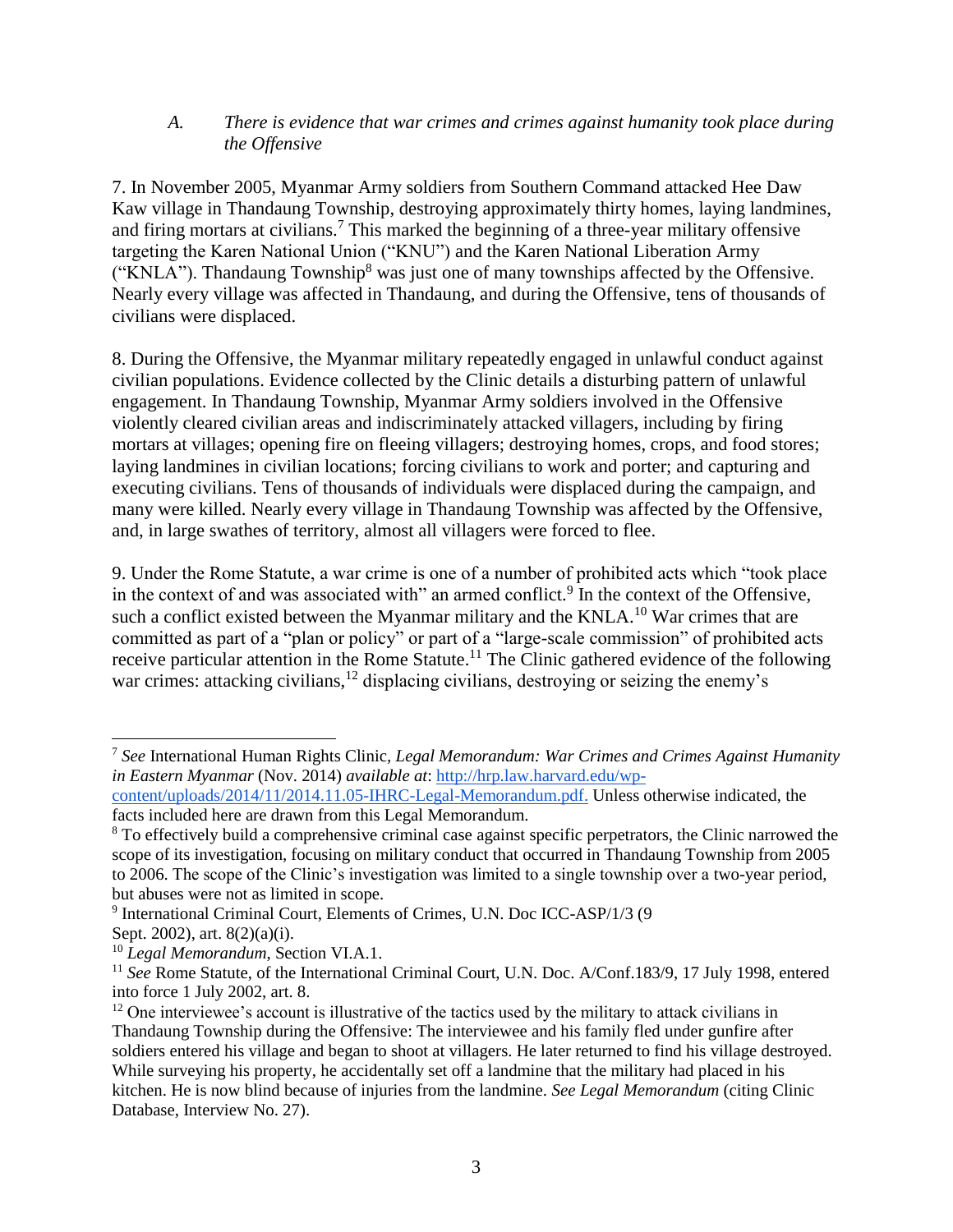### *A. There is evidence that war crimes and crimes against humanity took place during the Offensive*

7. In November 2005, Myanmar Army soldiers from Southern Command attacked Hee Daw Kaw village in Thandaung Township, destroying approximately thirty homes, laying landmines, and firing mortars at civilians.[7] This marked the beginning of a three-year military offensive targeting the Karen National Union ("KNU") and the Karen National Liberation Army ("KNLA"). Thandaung Township[8] was just one of many townships affected by the Offensive. Nearly every village was affected in Thandaung, and during the Offensive, tens of thousands of civilians were displaced.

8. During the Offensive, the Myanmar military repeatedly engaged in unlawful conduct against civilian populations. Evidence collected by the Clinic details a disturbing pattern of unlawful engagement. In Thandaung Township, Myanmar Army soldiers involved in the Offensive violently cleared civilian areas and indiscriminately attacked villagers, including by firing mortars at villages; opening fire on fleeing villagers; destroying homes, crops, and food stores; laying landmines in civilian locations; forcing civilians to work and porter; and capturing and executing civilians. Tens of thousands of individuals were displaced during the campaign, and many were killed. Nearly every village in Thandaung Township was affected by the Offensive, and, in large swathes of territory, almost all villagers were forced to flee.

9. Under the Rome Statute, a war crime is one of a number of prohibited acts which "took place in the context of and was associated with" an armed conflict.[9] In the context of the Offensive, such a conflict existed between the Myanmar military and the KNLA.[10] War crimes that are committed as part of a "plan or policy" or part of a "large-scale commission" of prohibited acts receive particular attention in the Rome Statute.[11] The Clinic gathered evidence of the following war crimes: attacking civilians,[12] displacing civilians, destroying or seizing the enemy's

---

[7] *See* International Human Rights Clinic, *Legal Memorandum: War Crimes and Crimes Against Humanity in Eastern Myanmar* (Nov. 2014) *available at*: http://hrp.law.harvard.edu/wp-content/uploads/2014/11/2014.11.05-IHRC-Legal-Memorandum.pdf. Unless otherwise indicated, the facts included here are drawn from this Legal Memorandum.

[8] To effectively build a comprehensive criminal case against specific perpetrators, the Clinic narrowed the scope of its investigation, focusing on military conduct that occurred in Thandaung Township from 2005 to 2006. The scope of the Clinic's investigation was limited to a single township over a two-year period, but abuses were not as limited in scope.

[9] International Criminal Court, Elements of Crimes, U.N. Doc ICC-ASP/1/3 (9 Sept. 2002), art. 8(2)(a)(i).

[10] *Legal Memorandum*, Section VI.A.1.

[11] *See* Rome Statute, of the International Criminal Court, U.N. Doc. A/Conf.183/9, 17 July 1998, entered into force 1 July 2002, art. 8.

[12] One interviewee's account is illustrative of the tactics used by the military to attack civilians in Thandaung Township during the Offensive: The interviewee and his family fled under gunfire after soldiers entered his village and began to shoot at villagers. He later returned to find his village destroyed. While surveying his property, he accidentally set off a landmine that the military had placed in his kitchen. He is now blind because of injuries from the landmine. *See Legal Memorandum* (citing Clinic Database, Interview No. 27).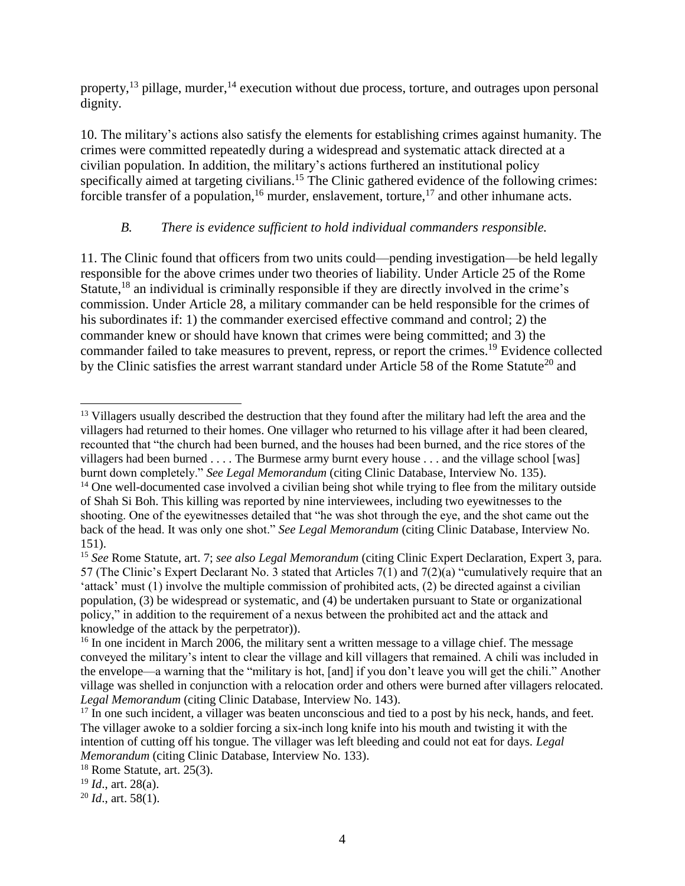property,[13] pillage, murder,[14] execution without due process, torture, and outrages upon personal dignity.

10. The military's actions also satisfy the elements for establishing crimes against humanity. The crimes were committed repeatedly during a widespread and systematic attack directed at a civilian population. In addition, the military's actions furthered an institutional policy specifically aimed at targeting civilians.[15] The Clinic gathered evidence of the following crimes: forcible transfer of a population,[16] murder, enslavement, torture,[17] and other inhumane acts.

### *B. There is evidence sufficient to hold individual commanders responsible.*

11. The Clinic found that officers from two units could—pending investigation—be held legally responsible for the above crimes under two theories of liability. Under Article 25 of the Rome Statute,[18] an individual is criminally responsible if they are directly involved in the crime's commission. Under Article 28, a military commander can be held responsible for the crimes of his subordinates if: 1) the commander exercised effective command and control; 2) the commander knew or should have known that crimes were being committed; and 3) the commander failed to take measures to prevent, repress, or report the crimes.[19] Evidence collected by the Clinic satisfies the arrest warrant standard under Article 58 of the Rome Statute[20] and

---

[13] Villagers usually described the destruction that they found after the military had left the area and the villagers had returned to their homes. One villager who returned to his village after it had been cleared, recounted that "the church had been burned, and the houses had been burned, and the rice stores of the villagers had been burned . . . . The Burmese army burnt every house . . . and the village school [was] burnt down completely." *See Legal Memorandum* (citing Clinic Database, Interview No. 135).

[14] One well-documented case involved a civilian being shot while trying to flee from the military outside of Shah Si Boh. This killing was reported by nine interviewees, including two eyewitnesses to the shooting. One of the eyewitnesses detailed that "he was shot through the eye, and the shot came out the back of the head. It was only one shot." *See Legal Memorandum* (citing Clinic Database, Interview No. 151).

[15] *See* Rome Statute, art. 7; *see also Legal Memorandum* (citing Clinic Expert Declaration, Expert 3, para. 57 (The Clinic's Expert Declarant No. 3 stated that Articles 7(1) and 7(2)(a) "cumulatively require that an 'attack' must (1) involve the multiple commission of prohibited acts, (2) be directed against a civilian population, (3) be widespread or systematic, and (4) be undertaken pursuant to State or organizational policy," in addition to the requirement of a nexus between the prohibited act and the attack and knowledge of the attack by the perpetrator)).

[16] In one incident in March 2006, the military sent a written message to a village chief. The message conveyed the military's intent to clear the village and kill villagers that remained. A chili was included in the envelope—a warning that the "military is hot, [and] if you don't leave you will get the chili." Another village was shelled in conjunction with a relocation order and others were burned after villagers relocated. *Legal Memorandum* (citing Clinic Database, Interview No. 143).

[17] In one such incident, a villager was beaten unconscious and tied to a post by his neck, hands, and feet. The villager awoke to a soldier forcing a six-inch long knife into his mouth and twisting it with the intention of cutting off his tongue. The villager was left bleeding and could not eat for days. *Legal Memorandum* (citing Clinic Database, Interview No. 133).

[18] Rome Statute, art. 25(3).

[19] *Id*., art. 28(a).

[20] *Id*., art. 58(1).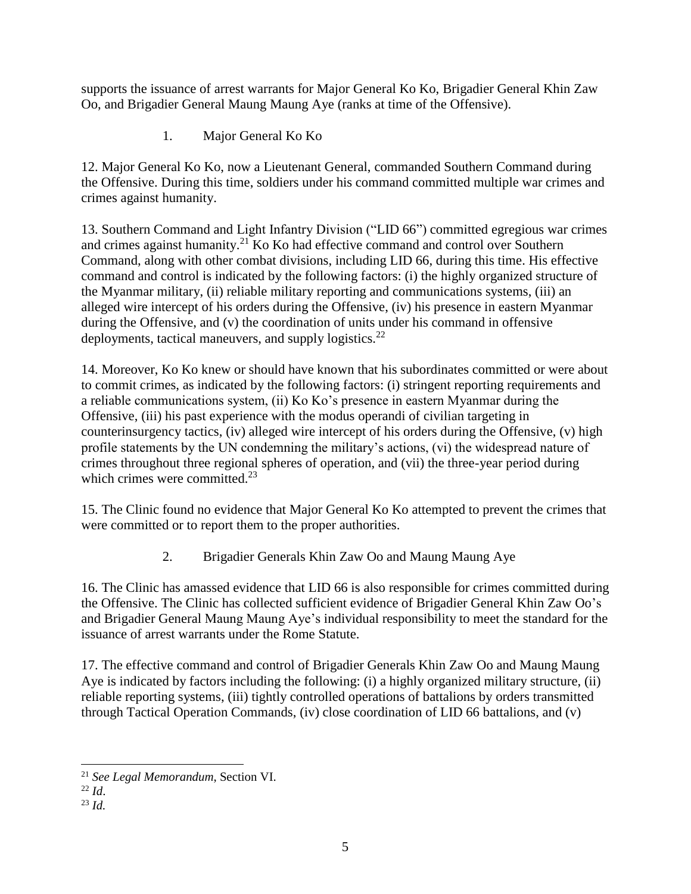supports the issuance of arrest warrants for Major General Ko Ko, Brigadier General Khin Zaw Oo, and Brigadier General Maung Maung Aye (ranks at time of the Offensive).

### 1. Major General Ko Ko

12. Major General Ko Ko, now a Lieutenant General, commanded Southern Command during the Offensive. During this time, soldiers under his command committed multiple war crimes and crimes against humanity.

13. Southern Command and Light Infantry Division ("LID 66") committed egregious war crimes and crimes against humanity.[21] Ko Ko had effective command and control over Southern Command, along with other combat divisions, including LID 66, during this time. His effective command and control is indicated by the following factors: (i) the highly organized structure of the Myanmar military, (ii) reliable military reporting and communications systems, (iii) an alleged wire intercept of his orders during the Offensive, (iv) his presence in eastern Myanmar during the Offensive, and (v) the coordination of units under his command in offensive deployments, tactical maneuvers, and supply logistics.[22]

14. Moreover, Ko Ko knew or should have known that his subordinates committed or were about to commit crimes, as indicated by the following factors: (i) stringent reporting requirements and a reliable communications system, (ii) Ko Ko's presence in eastern Myanmar during the Offensive, (iii) his past experience with the modus operandi of civilian targeting in counterinsurgency tactics, (iv) alleged wire intercept of his orders during the Offensive, (v) high profile statements by the UN condemning the military's actions, (vi) the widespread nature of crimes throughout three regional spheres of operation, and (vii) the three-year period during which crimes were committed.[23]

15. The Clinic found no evidence that Major General Ko Ko attempted to prevent the crimes that were committed or to report them to the proper authorities.

### 2. Brigadier Generals Khin Zaw Oo and Maung Maung Aye

16. The Clinic has amassed evidence that LID 66 is also responsible for crimes committed during the Offensive. The Clinic has collected sufficient evidence of Brigadier General Khin Zaw Oo's and Brigadier General Maung Maung Aye's individual responsibility to meet the standard for the issuance of arrest warrants under the Rome Statute.

17. The effective command and control of Brigadier Generals Khin Zaw Oo and Maung Maung Aye is indicated by factors including the following: (i) a highly organized military structure, (ii) reliable reporting systems, (iii) tightly controlled operations of battalions by orders transmitted through Tactical Operation Commands, (iv) close coordination of LID 66 battalions, and (v)

---

[21] *See Legal Memorandum*, Section VI.

[22] *Id*.

[23] *Id.*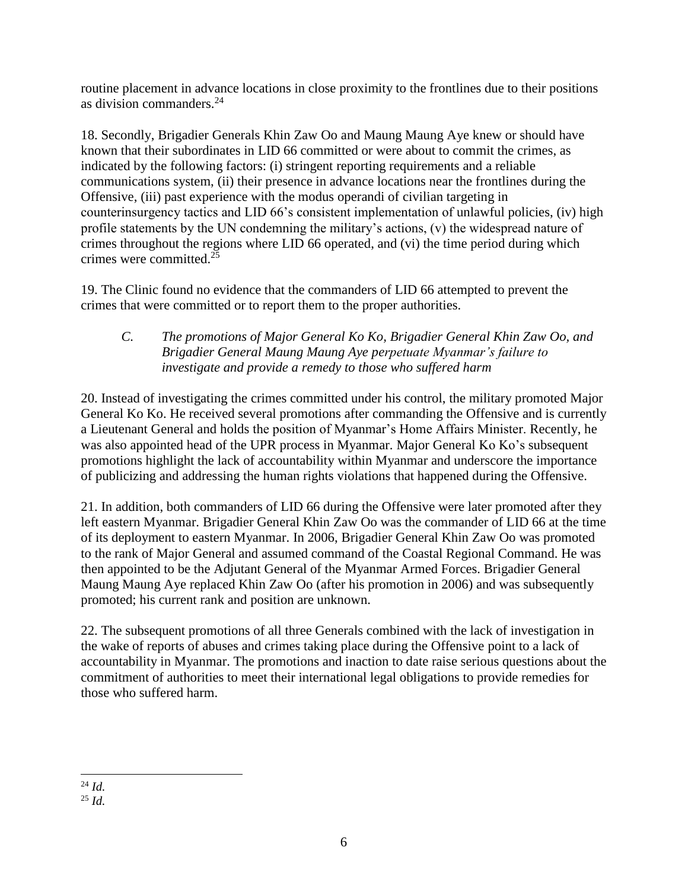routine placement in advance locations in close proximity to the frontlines due to their positions as division commanders.[24]

18. Secondly, Brigadier Generals Khin Zaw Oo and Maung Maung Aye knew or should have known that their subordinates in LID 66 committed or were about to commit the crimes, as indicated by the following factors: (i) stringent reporting requirements and a reliable communications system, (ii) their presence in advance locations near the frontlines during the Offensive, (iii) past experience with the modus operandi of civilian targeting in counterinsurgency tactics and LID 66's consistent implementation of unlawful policies, (iv) high profile statements by the UN condemning the military's actions, (v) the widespread nature of crimes throughout the regions where LID 66 operated, and (vi) the time period during which crimes were committed.[25]

19. The Clinic found no evidence that the commanders of LID 66 attempted to prevent the crimes that were committed or to report them to the proper authorities.

### *C. The promotions of Major General Ko Ko, Brigadier General Khin Zaw Oo, and Brigadier General Maung Maung Aye perpetuate Myanmar's failure to investigate and provide a remedy to those who suffered harm*

20. Instead of investigating the crimes committed under his control, the military promoted Major General Ko Ko. He received several promotions after commanding the Offensive and is currently a Lieutenant General and holds the position of Myanmar's Home Affairs Minister. Recently, he was also appointed head of the UPR process in Myanmar. Major General Ko Ko's subsequent promotions highlight the lack of accountability within Myanmar and underscore the importance of publicizing and addressing the human rights violations that happened during the Offensive.

21. In addition, both commanders of LID 66 during the Offensive were later promoted after they left eastern Myanmar. Brigadier General Khin Zaw Oo was the commander of LID 66 at the time of its deployment to eastern Myanmar. In 2006, Brigadier General Khin Zaw Oo was promoted to the rank of Major General and assumed command of the Coastal Regional Command. He was then appointed to be the Adjutant General of the Myanmar Armed Forces. Brigadier General Maung Maung Aye replaced Khin Zaw Oo (after his promotion in 2006) and was subsequently promoted; his current rank and position are unknown.

22. The subsequent promotions of all three Generals combined with the lack of investigation in the wake of reports of abuses and crimes taking place during the Offensive point to a lack of accountability in Myanmar. The promotions and inaction to date raise serious questions about the commitment of authorities to meet their international legal obligations to provide remedies for those who suffered harm.

---

[24] *Id.*

[25] *Id.*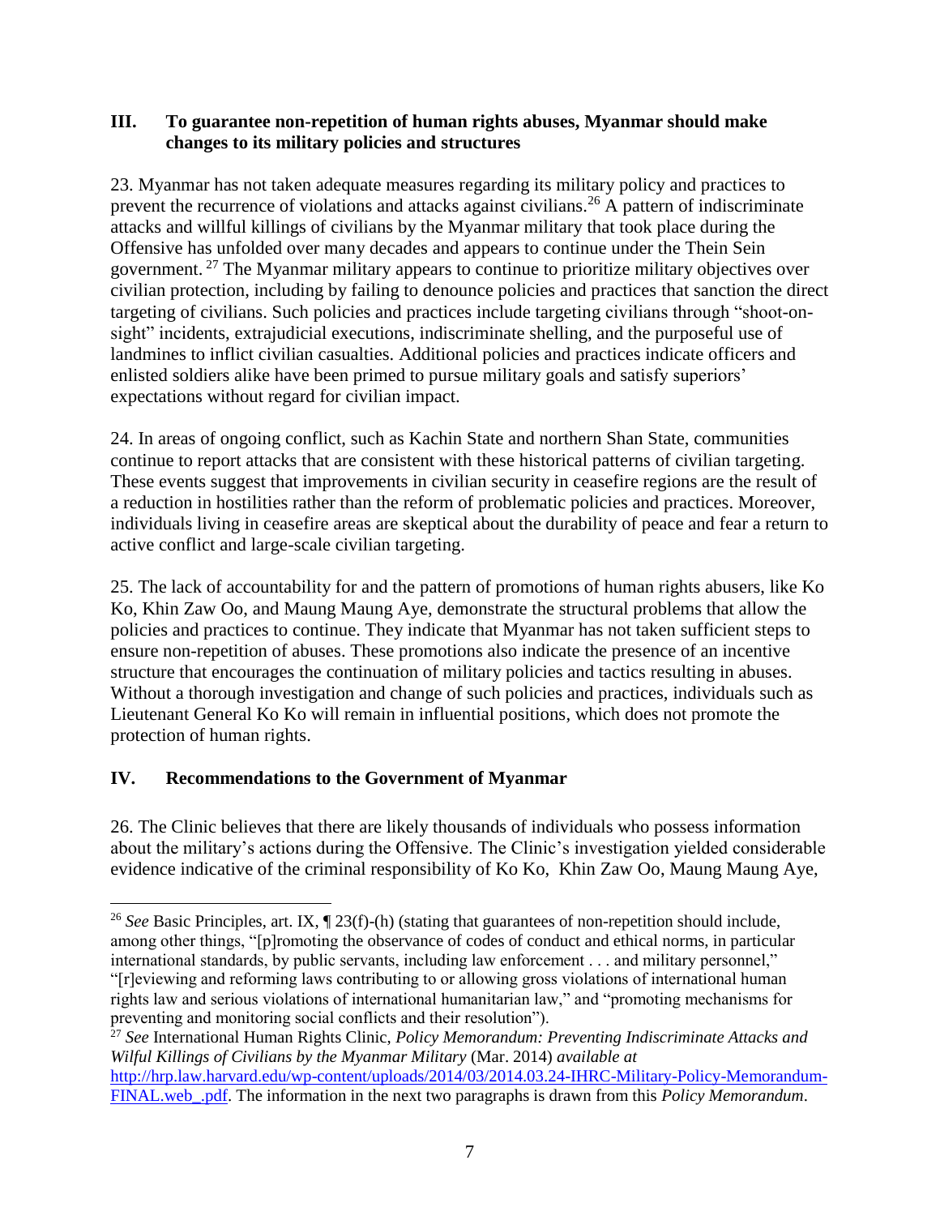## III. To guarantee non-repetition of human rights abuses, Myanmar should make changes to its military policies and structures

23. Myanmar has not taken adequate measures regarding its military policy and practices to prevent the recurrence of violations and attacks against civilians.[26] A pattern of indiscriminate attacks and willful killings of civilians by the Myanmar military that took place during the Offensive has unfolded over many decades and appears to continue under the Thein Sein government.[27] The Myanmar military appears to continue to prioritize military objectives over civilian protection, including by failing to denounce policies and practices that sanction the direct targeting of civilians. Such policies and practices include targeting civilians through "shoot-on-sight" incidents, extrajudicial executions, indiscriminate shelling, and the purposeful use of landmines to inflict civilian casualties. Additional policies and practices indicate officers and enlisted soldiers alike have been primed to pursue military goals and satisfy superiors' expectations without regard for civilian impact.

24. In areas of ongoing conflict, such as Kachin State and northern Shan State, communities continue to report attacks that are consistent with these historical patterns of civilian targeting. These events suggest that improvements in civilian security in ceasefire regions are the result of a reduction in hostilities rather than the reform of problematic policies and practices. Moreover, individuals living in ceasefire areas are skeptical about the durability of peace and fear a return to active conflict and large-scale civilian targeting.

25. The lack of accountability for and the pattern of promotions of human rights abusers, like Ko Ko, Khin Zaw Oo, and Maung Maung Aye, demonstrate the structural problems that allow the policies and practices to continue. They indicate that Myanmar has not taken sufficient steps to ensure non-repetition of abuses. These promotions also indicate the presence of an incentive structure that encourages the continuation of military policies and tactics resulting in abuses. Without a thorough investigation and change of such policies and practices, individuals such as Lieutenant General Ko Ko will remain in influential positions, which does not promote the protection of human rights.

## IV. Recommendations to the Government of Myanmar

26. The Clinic believes that there are likely thousands of individuals who possess information about the military's actions during the Offensive. The Clinic's investigation yielded considerable evidence indicative of the criminal responsibility of Ko Ko, Khin Zaw Oo, Maung Maung Aye,

---

[26] *See* Basic Principles, art. IX, ¶ 23(f)-(h) (stating that guarantees of non-repetition should include, among other things, "[p]romoting the observance of codes of conduct and ethical norms, in particular international standards, by public servants, including law enforcement . . . and military personnel," "[r]eviewing and reforming laws contributing to or allowing gross violations of international human rights law and serious violations of international humanitarian law," and "promoting mechanisms for preventing and monitoring social conflicts and their resolution").

[27] *See* International Human Rights Clinic, *Policy Memorandum: Preventing Indiscriminate Attacks and Wilful Killings of Civilians by the Myanmar Military* (Mar. 2014) *available at* http://hrp.law.harvard.edu/wp-content/uploads/2014/03/2014.03.24-IHRC-Military-Policy-Memorandum-FINAL.web_.pdf. The information in the next two paragraphs is drawn from this *Policy Memorandum*.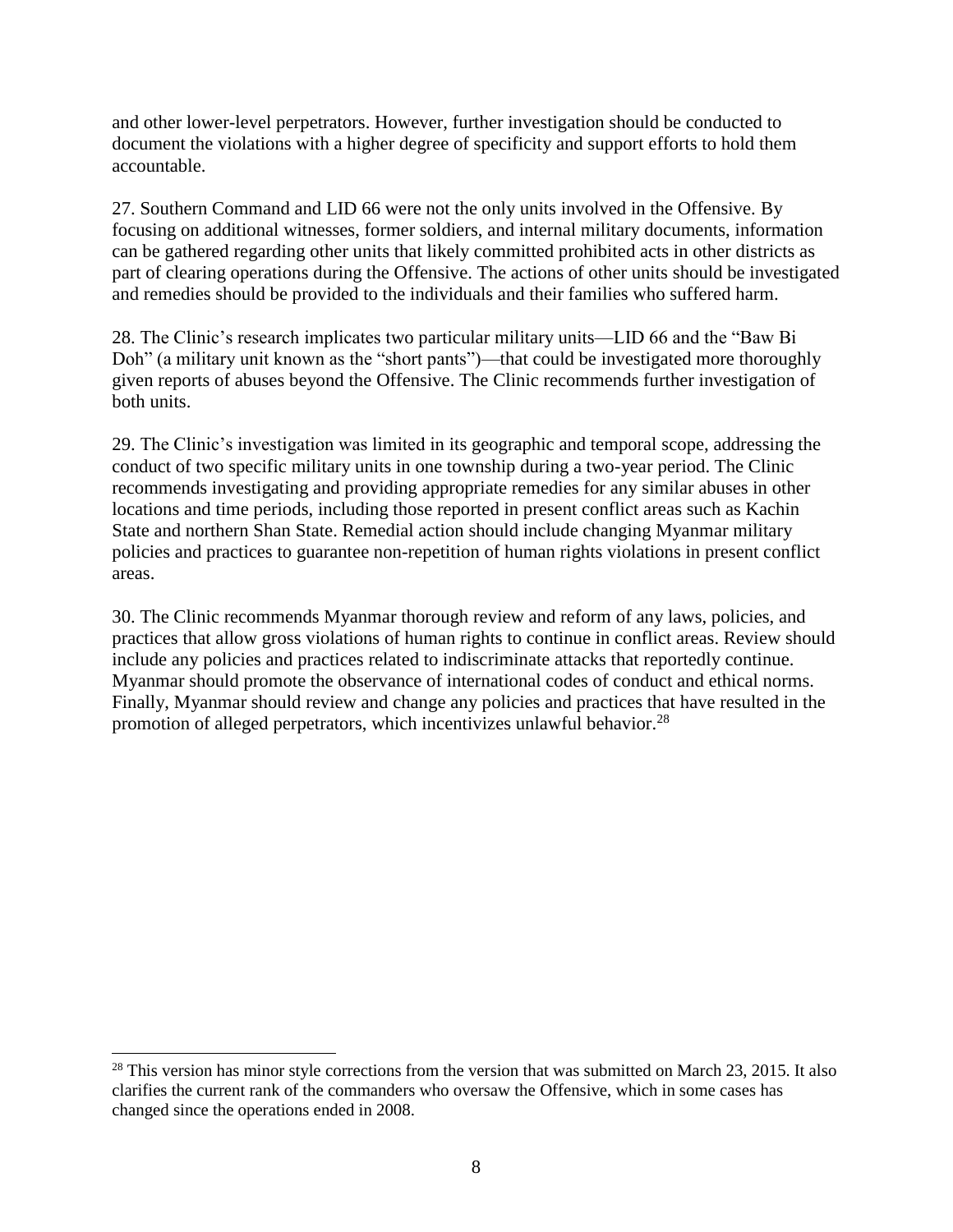and other lower-level perpetrators. However, further investigation should be conducted to document the violations with a higher degree of specificity and support efforts to hold them accountable.

27. Southern Command and LID 66 were not the only units involved in the Offensive. By focusing on additional witnesses, former soldiers, and internal military documents, information can be gathered regarding other units that likely committed prohibited acts in other districts as part of clearing operations during the Offensive. The actions of other units should be investigated and remedies should be provided to the individuals and their families who suffered harm.

28. The Clinic's research implicates two particular military units—LID 66 and the "Baw Bi Doh" (a military unit known as the "short pants")—that could be investigated more thoroughly given reports of abuses beyond the Offensive. The Clinic recommends further investigation of both units.

29. The Clinic's investigation was limited in its geographic and temporal scope, addressing the conduct of two specific military units in one township during a two-year period. The Clinic recommends investigating and providing appropriate remedies for any similar abuses in other locations and time periods, including those reported in present conflict areas such as Kachin State and northern Shan State. Remedial action should include changing Myanmar military policies and practices to guarantee non-repetition of human rights violations in present conflict areas.

30. The Clinic recommends Myanmar thorough review and reform of any laws, policies, and practices that allow gross violations of human rights to continue in conflict areas. Review should include any policies and practices related to indiscriminate attacks that reportedly continue. Myanmar should promote the observance of international codes of conduct and ethical norms. Finally, Myanmar should review and change any policies and practices that have resulted in the promotion of alleged perpetrators, which incentivizes unlawful behavior.[28]

---

[28] This version has minor style corrections from the version that was submitted on March 23, 2015. It also clarifies the current rank of the commanders who oversaw the Offensive, which in some cases has changed since the operations ended in 2008.